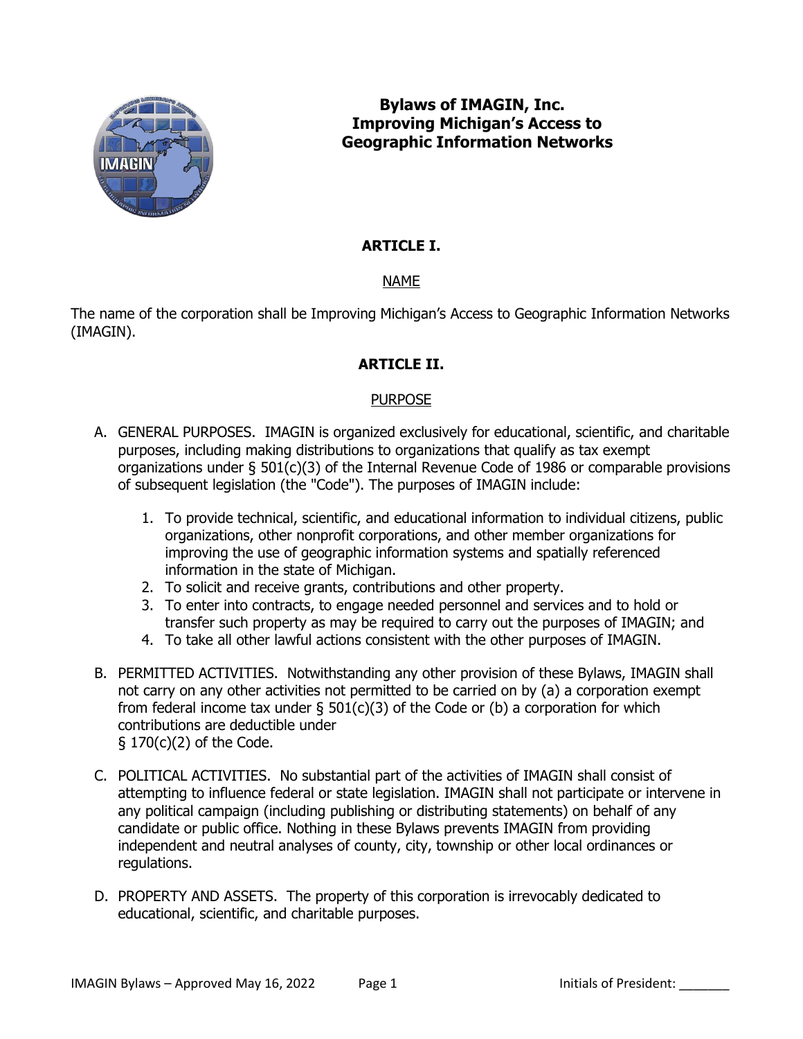# Bylaws of IMAGIN, Inc.
# Improving Michigan's Access to Geographic Information Networks

## ARTICLE I.

### NAME

The name of the corporation shall be Improving Michigan's Access to Geographic Information Networks (IMAGIN).

## ARTICLE II.

### PURPOSE

A. GENERAL PURPOSES. IMAGIN is organized exclusively for educational, scientific, and charitable purposes, including making distributions to organizations that qualify as tax exempt organizations under § 501(c)(3) of the Internal Revenue Code of 1986 or comparable provisions of subsequent legislation (the "Code"). The purposes of IMAGIN include:

   1. To provide technical, scientific, and educational information to individual citizens, public organizations, other nonprofit corporations, and other member organizations for improving the use of geographic information systems and spatially referenced information in the state of Michigan.
   2. To solicit and receive grants, contributions and other property.
   3. To enter into contracts, to engage needed personnel and services and to hold or transfer such property as may be required to carry out the purposes of IMAGIN; and
   4. To take all other lawful actions consistent with the other purposes of IMAGIN.

B. PERMITTED ACTIVITIES. Notwithstanding any other provision of these Bylaws, IMAGIN shall not carry on any other activities not permitted to be carried on by (a) a corporation exempt from federal income tax under § 501(c)(3) of the Code or (b) a corporation for which contributions are deductible under § 170(c)(2) of the Code.

C. POLITICAL ACTIVITIES. No substantial part of the activities of IMAGIN shall consist of attempting to influence federal or state legislation. IMAGIN shall not participate or intervene in any political campaign (including publishing or distributing statements) on behalf of any candidate or public office. Nothing in these Bylaws prevents IMAGIN from providing independent and neutral analyses of county, city, township or other local ordinances or regulations.

D. PROPERTY AND ASSETS. The property of this corporation is irrevocably dedicated to educational, scientific, and charitable purposes.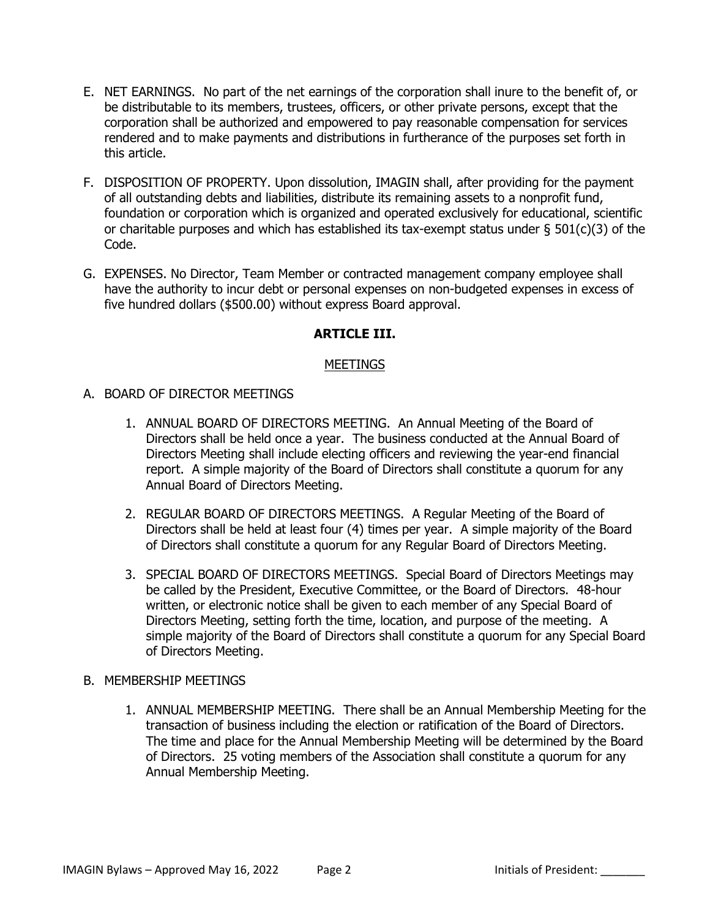E. NET EARNINGS. No part of the net earnings of the corporation shall inure to the benefit of, or be distributable to its members, trustees, officers, or other private persons, except that the corporation shall be authorized and empowered to pay reasonable compensation for services rendered and to make payments and distributions in furtherance of the purposes set forth in this article.

F. DISPOSITION OF PROPERTY. Upon dissolution, IMAGIN shall, after providing for the payment of all outstanding debts and liabilities, distribute its remaining assets to a nonprofit fund, foundation or corporation which is organized and operated exclusively for educational, scientific or charitable purposes and which has established its tax-exempt status under § 501(c)(3) of the Code.

G. EXPENSES. No Director, Team Member or contracted management company employee shall have the authority to incur debt or personal expenses on non-budgeted expenses in excess of five hundred dollars ($500.00) without express Board approval.

## ARTICLE III.

### MEETINGS

A. BOARD OF DIRECTOR MEETINGS

1. ANNUAL BOARD OF DIRECTORS MEETING. An Annual Meeting of the Board of Directors shall be held once a year. The business conducted at the Annual Board of Directors Meeting shall include electing officers and reviewing the year-end financial report. A simple majority of the Board of Directors shall constitute a quorum for any Annual Board of Directors Meeting.

2. REGULAR BOARD OF DIRECTORS MEETINGS. A Regular Meeting of the Board of Directors shall be held at least four (4) times per year. A simple majority of the Board of Directors shall constitute a quorum for any Regular Board of Directors Meeting.

3. SPECIAL BOARD OF DIRECTORS MEETINGS. Special Board of Directors Meetings may be called by the President, Executive Committee, or the Board of Directors. 48-hour written, or electronic notice shall be given to each member of any Special Board of Directors Meeting, setting forth the time, location, and purpose of the meeting. A simple majority of the Board of Directors shall constitute a quorum for any Special Board of Directors Meeting.

B. MEMBERSHIP MEETINGS

1. ANNUAL MEMBERSHIP MEETING. There shall be an Annual Membership Meeting for the transaction of business including the election or ratification of the Board of Directors. The time and place for the Annual Membership Meeting will be determined by the Board of Directors. 25 voting members of the Association shall constitute a quorum for any Annual Membership Meeting.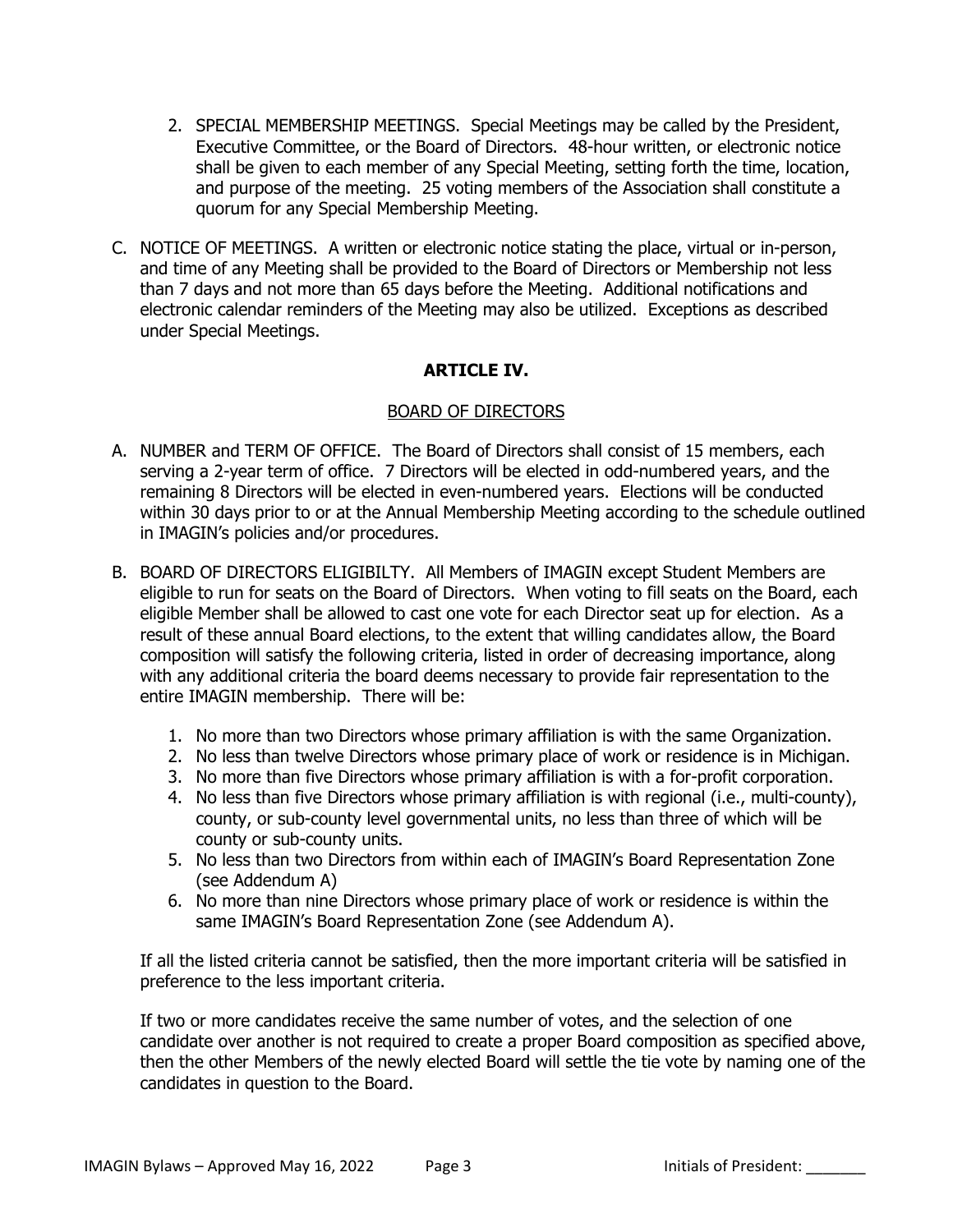2. SPECIAL MEMBERSHIP MEETINGS. Special Meetings may be called by the President, Executive Committee, or the Board of Directors. 48-hour written, or electronic notice shall be given to each member of any Special Meeting, setting forth the time, location, and purpose of the meeting. 25 voting members of the Association shall constitute a quorum for any Special Membership Meeting.

C. NOTICE OF MEETINGS. A written or electronic notice stating the place, virtual or in-person, and time of any Meeting shall be provided to the Board of Directors or Membership not less than 7 days and not more than 65 days before the Meeting. Additional notifications and electronic calendar reminders of the Meeting may also be utilized. Exceptions as described under Special Meetings.

## ARTICLE IV.

### BOARD OF DIRECTORS

A. NUMBER and TERM OF OFFICE. The Board of Directors shall consist of 15 members, each serving a 2-year term of office. 7 Directors will be elected in odd-numbered years, and the remaining 8 Directors will be elected in even-numbered years. Elections will be conducted within 30 days prior to or at the Annual Membership Meeting according to the schedule outlined in IMAGIN's policies and/or procedures.

B. BOARD OF DIRECTORS ELIGIBILTY. All Members of IMAGIN except Student Members are eligible to run for seats on the Board of Directors. When voting to fill seats on the Board, each eligible Member shall be allowed to cast one vote for each Director seat up for election. As a result of these annual Board elections, to the extent that willing candidates allow, the Board composition will satisfy the following criteria, listed in order of decreasing importance, along with any additional criteria the board deems necessary to provide fair representation to the entire IMAGIN membership. There will be:

1. No more than two Directors whose primary affiliation is with the same Organization.
2. No less than twelve Directors whose primary place of work or residence is in Michigan.
3. No more than five Directors whose primary affiliation is with a for-profit corporation.
4. No less than five Directors whose primary affiliation is with regional (i.e., multi-county), county, or sub-county level governmental units, no less than three of which will be county or sub-county units.
5. No less than two Directors from within each of IMAGIN's Board Representation Zone (see Addendum A)
6. No more than nine Directors whose primary place of work or residence is within the same IMAGIN's Board Representation Zone (see Addendum A).

If all the listed criteria cannot be satisfied, then the more important criteria will be satisfied in preference to the less important criteria.

If two or more candidates receive the same number of votes, and the selection of one candidate over another is not required to create a proper Board composition as specified above, then the other Members of the newly elected Board will settle the tie vote by naming one of the candidates in question to the Board.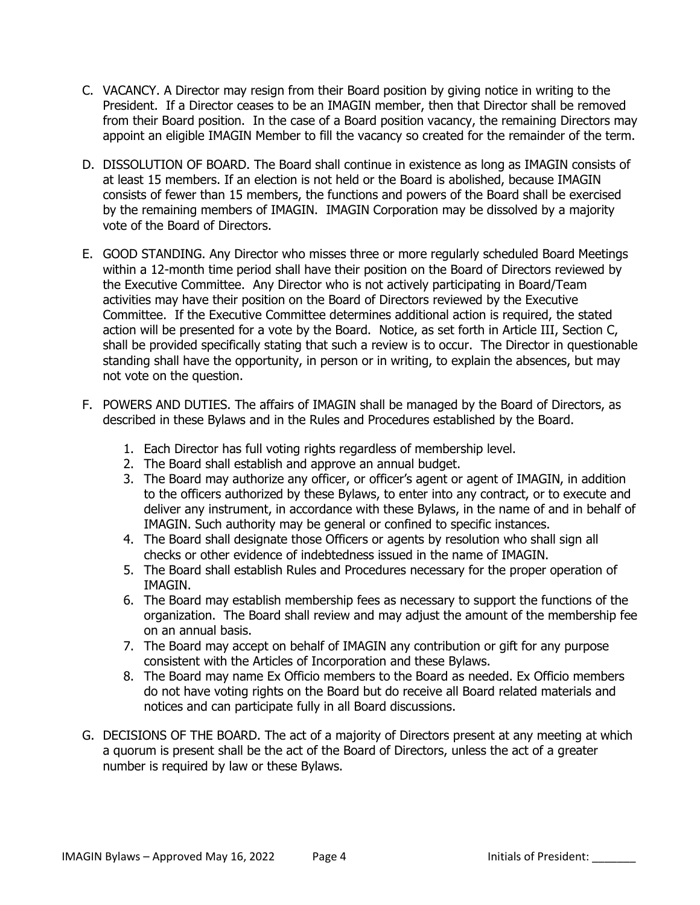C. VACANCY. A Director may resign from their Board position by giving notice in writing to the President. If a Director ceases to be an IMAGIN member, then that Director shall be removed from their Board position. In the case of a Board position vacancy, the remaining Directors may appoint an eligible IMAGIN Member to fill the vacancy so created for the remainder of the term.

D. DISSOLUTION OF BOARD. The Board shall continue in existence as long as IMAGIN consists of at least 15 members. If an election is not held or the Board is abolished, because IMAGIN consists of fewer than 15 members, the functions and powers of the Board shall be exercised by the remaining members of IMAGIN. IMAGIN Corporation may be dissolved by a majority vote of the Board of Directors.

E. GOOD STANDING. Any Director who misses three or more regularly scheduled Board Meetings within a 12-month time period shall have their position on the Board of Directors reviewed by the Executive Committee. Any Director who is not actively participating in Board/Team activities may have their position on the Board of Directors reviewed by the Executive Committee. If the Executive Committee determines additional action is required, the stated action will be presented for a vote by the Board. Notice, as set forth in Article III, Section C, shall be provided specifically stating that such a review is to occur. The Director in questionable standing shall have the opportunity, in person or in writing, to explain the absences, but may not vote on the question.

F. POWERS AND DUTIES. The affairs of IMAGIN shall be managed by the Board of Directors, as described in these Bylaws and in the Rules and Procedures established by the Board.

   1. Each Director has full voting rights regardless of membership level.
   2. The Board shall establish and approve an annual budget.
   3. The Board may authorize any officer, or officer's agent or agent of IMAGIN, in addition to the officers authorized by these Bylaws, to enter into any contract, or to execute and deliver any instrument, in accordance with these Bylaws, in the name of and in behalf of IMAGIN. Such authority may be general or confined to specific instances.
   4. The Board shall designate those Officers or agents by resolution who shall sign all checks or other evidence of indebtedness issued in the name of IMAGIN.
   5. The Board shall establish Rules and Procedures necessary for the proper operation of IMAGIN.
   6. The Board may establish membership fees as necessary to support the functions of the organization. The Board shall review and may adjust the amount of the membership fee on an annual basis.
   7. The Board may accept on behalf of IMAGIN any contribution or gift for any purpose consistent with the Articles of Incorporation and these Bylaws.
   8. The Board may name Ex Officio members to the Board as needed. Ex Officio members do not have voting rights on the Board but do receive all Board related materials and notices and can participate fully in all Board discussions.

G. DECISIONS OF THE BOARD. The act of a majority of Directors present at any meeting at which a quorum is present shall be the act of the Board of Directors, unless the act of a greater number is required by law or these Bylaws.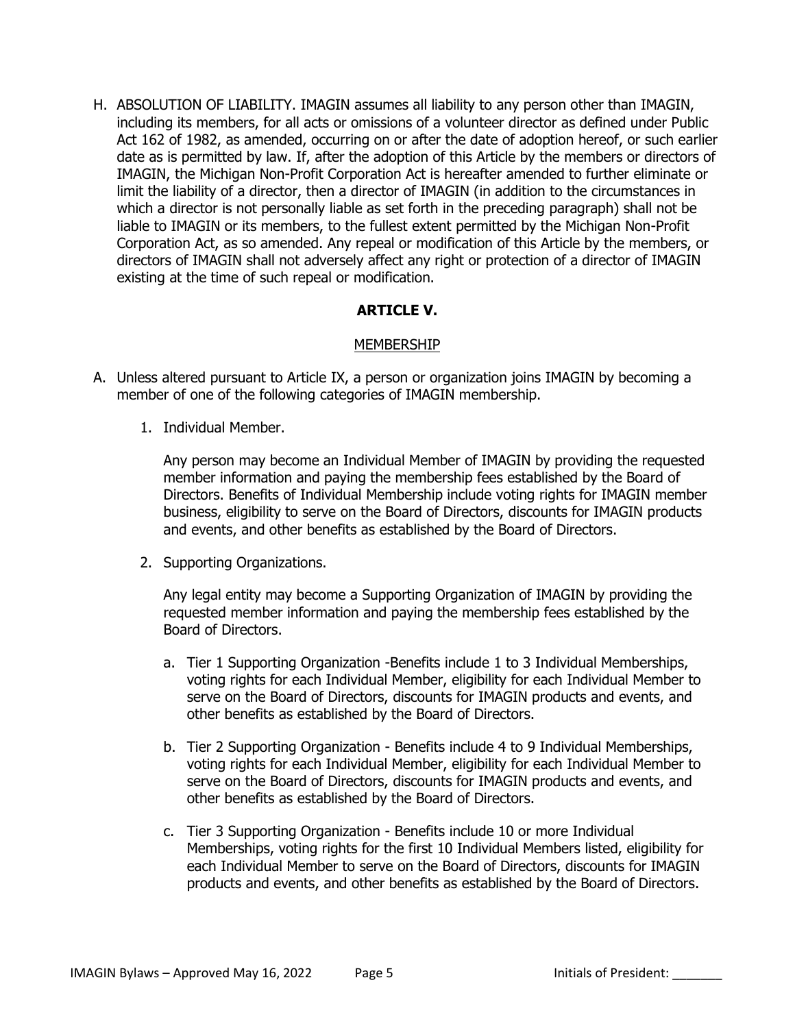H. ABSOLUTION OF LIABILITY. IMAGIN assumes all liability to any person other than IMAGIN, including its members, for all acts or omissions of a volunteer director as defined under Public Act 162 of 1982, as amended, occurring on or after the date of adoption hereof, or such earlier date as is permitted by law. If, after the adoption of this Article by the members or directors of IMAGIN, the Michigan Non-Profit Corporation Act is hereafter amended to further eliminate or limit the liability of a director, then a director of IMAGIN (in addition to the circumstances in which a director is not personally liable as set forth in the preceding paragraph) shall not be liable to IMAGIN or its members, to the fullest extent permitted by the Michigan Non-Profit Corporation Act, as so amended. Any repeal or modification of this Article by the members, or directors of IMAGIN shall not adversely affect any right or protection of a director of IMAGIN existing at the time of such repeal or modification.

## ARTICLE V.

### MEMBERSHIP

A. Unless altered pursuant to Article IX, a person or organization joins IMAGIN by becoming a member of one of the following categories of IMAGIN membership.

   1. Individual Member.

      Any person may become an Individual Member of IMAGIN by providing the requested member information and paying the membership fees established by the Board of Directors. Benefits of Individual Membership include voting rights for IMAGIN member business, eligibility to serve on the Board of Directors, discounts for IMAGIN products and events, and other benefits as established by the Board of Directors.

   2. Supporting Organizations.

      Any legal entity may become a Supporting Organization of IMAGIN by providing the requested member information and paying the membership fees established by the Board of Directors.

      a. Tier 1 Supporting Organization -Benefits include 1 to 3 Individual Memberships, voting rights for each Individual Member, eligibility for each Individual Member to serve on the Board of Directors, discounts for IMAGIN products and events, and other benefits as established by the Board of Directors.

      b. Tier 2 Supporting Organization - Benefits include 4 to 9 Individual Memberships, voting rights for each Individual Member, eligibility for each Individual Member to serve on the Board of Directors, discounts for IMAGIN products and events, and other benefits as established by the Board of Directors.

      c. Tier 3 Supporting Organization - Benefits include 10 or more Individual Memberships, voting rights for the first 10 Individual Members listed, eligibility for each Individual Member to serve on the Board of Directors, discounts for IMAGIN products and events, and other benefits as established by the Board of Directors.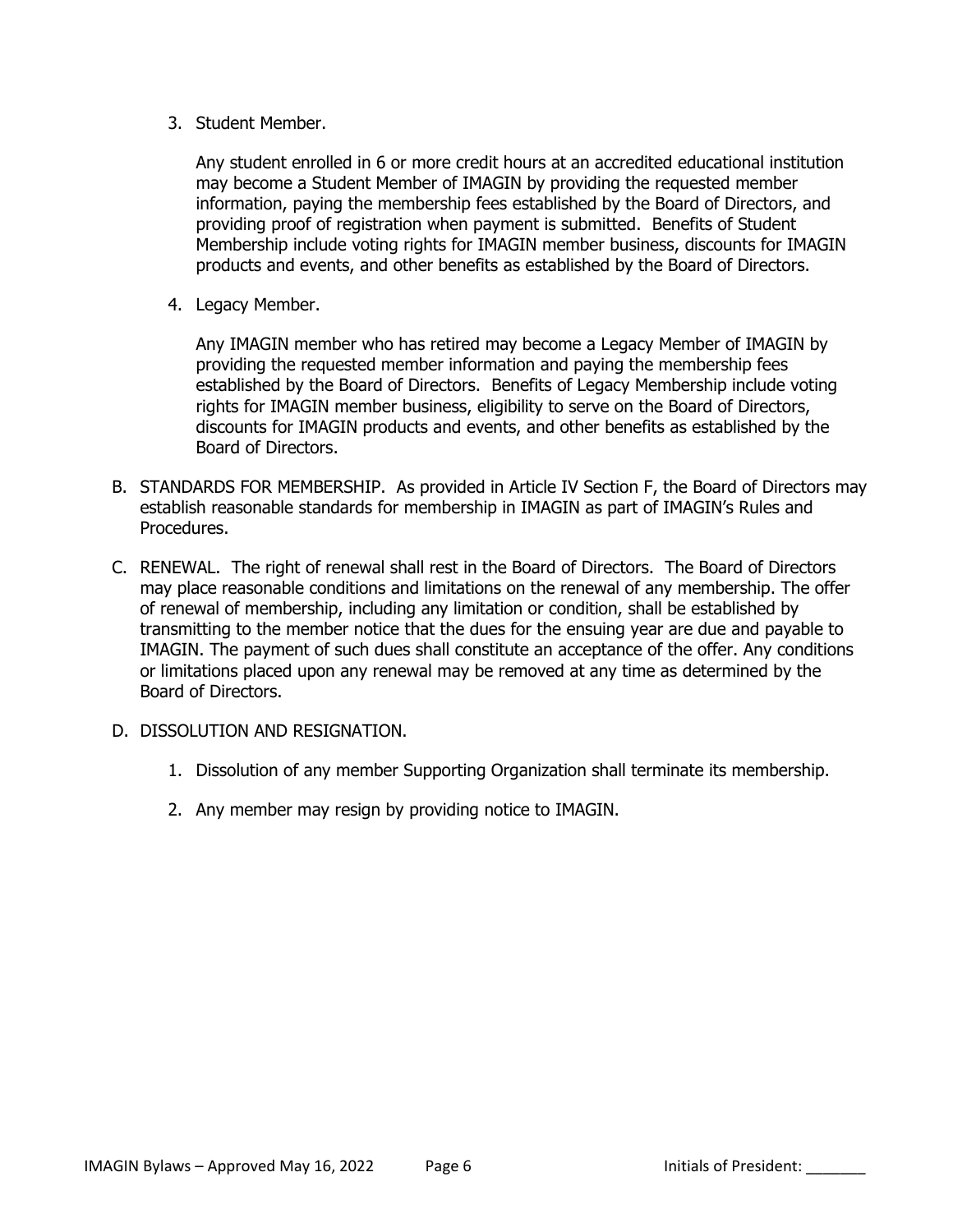3. Student Member.

   Any student enrolled in 6 or more credit hours at an accredited educational institution may become a Student Member of IMAGIN by providing the requested member information, paying the membership fees established by the Board of Directors, and providing proof of registration when payment is submitted. Benefits of Student Membership include voting rights for IMAGIN member business, discounts for IMAGIN products and events, and other benefits as established by the Board of Directors.

4. Legacy Member.

   Any IMAGIN member who has retired may become a Legacy Member of IMAGIN by providing the requested member information and paying the membership fees established by the Board of Directors. Benefits of Legacy Membership include voting rights for IMAGIN member business, eligibility to serve on the Board of Directors, discounts for IMAGIN products and events, and other benefits as established by the Board of Directors.

B. STANDARDS FOR MEMBERSHIP. As provided in Article IV Section F, the Board of Directors may establish reasonable standards for membership in IMAGIN as part of IMAGIN's Rules and Procedures.

C. RENEWAL. The right of renewal shall rest in the Board of Directors. The Board of Directors may place reasonable conditions and limitations on the renewal of any membership. The offer of renewal of membership, including any limitation or condition, shall be established by transmitting to the member notice that the dues for the ensuing year are due and payable to IMAGIN. The payment of such dues shall constitute an acceptance of the offer. Any conditions or limitations placed upon any renewal may be removed at any time as determined by the Board of Directors.

D. DISSOLUTION AND RESIGNATION.

   1. Dissolution of any member Supporting Organization shall terminate its membership.

   2. Any member may resign by providing notice to IMAGIN.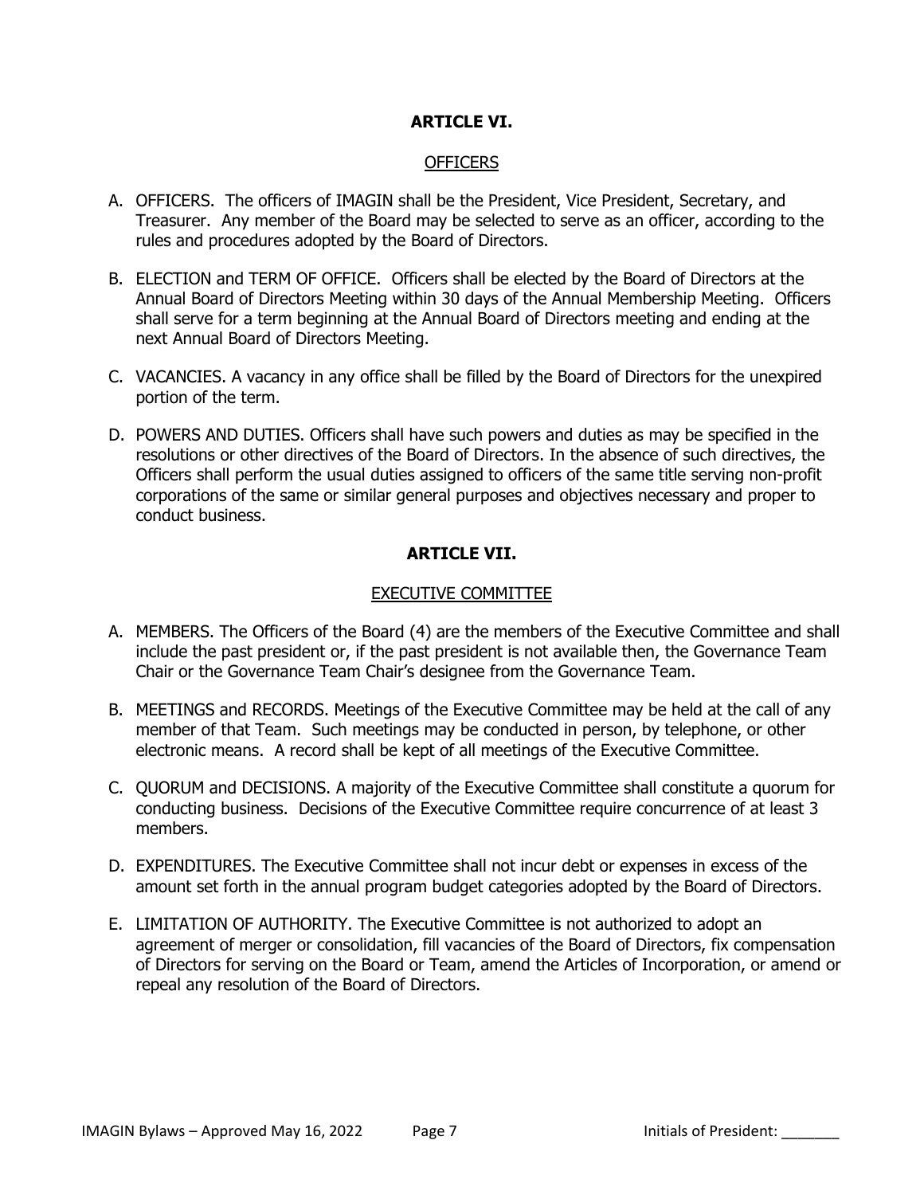## ARTICLE VI.

### OFFICERS

A. OFFICERS. The officers of IMAGIN shall be the President, Vice President, Secretary, and Treasurer. Any member of the Board may be selected to serve as an officer, according to the rules and procedures adopted by the Board of Directors.

B. ELECTION and TERM OF OFFICE. Officers shall be elected by the Board of Directors at the Annual Board of Directors Meeting within 30 days of the Annual Membership Meeting. Officers shall serve for a term beginning at the Annual Board of Directors meeting and ending at the next Annual Board of Directors Meeting.

C. VACANCIES. A vacancy in any office shall be filled by the Board of Directors for the unexpired portion of the term.

D. POWERS AND DUTIES. Officers shall have such powers and duties as may be specified in the resolutions or other directives of the Board of Directors. In the absence of such directives, the Officers shall perform the usual duties assigned to officers of the same title serving non-profit corporations of the same or similar general purposes and objectives necessary and proper to conduct business.

## ARTICLE VII.

### EXECUTIVE COMMITTEE

A. MEMBERS. The Officers of the Board (4) are the members of the Executive Committee and shall include the past president or, if the past president is not available then, the Governance Team Chair or the Governance Team Chair's designee from the Governance Team.

B. MEETINGS and RECORDS. Meetings of the Executive Committee may be held at the call of any member of that Team. Such meetings may be conducted in person, by telephone, or other electronic means. A record shall be kept of all meetings of the Executive Committee.

C. QUORUM and DECISIONS. A majority of the Executive Committee shall constitute a quorum for conducting business. Decisions of the Executive Committee require concurrence of at least 3 members.

D. EXPENDITURES. The Executive Committee shall not incur debt or expenses in excess of the amount set forth in the annual program budget categories adopted by the Board of Directors.

E. LIMITATION OF AUTHORITY. The Executive Committee is not authorized to adopt an agreement of merger or consolidation, fill vacancies of the Board of Directors, fix compensation of Directors for serving on the Board or Team, amend the Articles of Incorporation, or amend or repeal any resolution of the Board of Directors.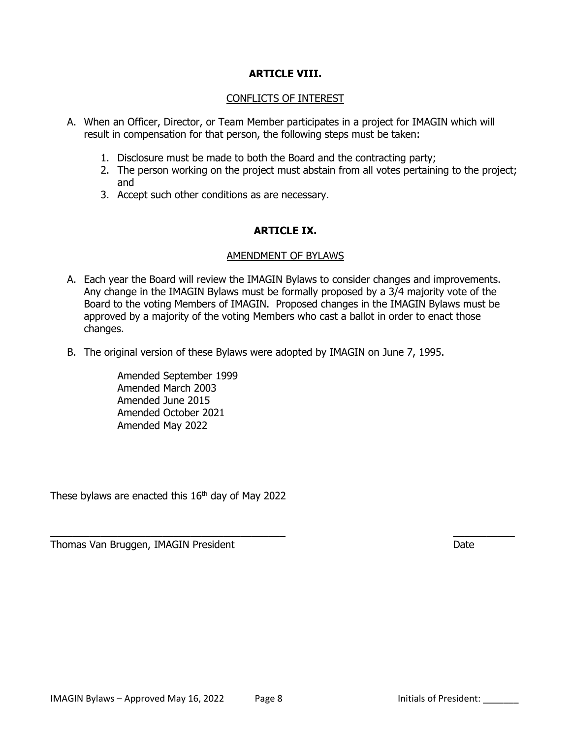## ARTICLE VIII.

CONFLICTS OF INTEREST

A. When an Officer, Director, or Team Member participates in a project for IMAGIN which will result in compensation for that person, the following steps must be taken:

    1. Disclosure must be made to both the Board and the contracting party;
    2. The person working on the project must abstain from all votes pertaining to the project; and
    3. Accept such other conditions as are necessary.

## ARTICLE IX.

AMENDMENT OF BYLAWS

A. Each year the Board will review the IMAGIN Bylaws to consider changes and improvements. Any change in the IMAGIN Bylaws must be formally proposed by a 3/4 majority vote of the Board to the voting Members of IMAGIN. Proposed changes in the IMAGIN Bylaws must be approved by a majority of the voting Members who cast a ballot in order to enact those changes.

B. The original version of these Bylaws were adopted by IMAGIN on June 7, 1995.

    Amended September 1999
    Amended March 2003
    Amended June 2015
    Amended October 2021
    Amended May 2022

These bylaws are enacted this 16th day of May 2022

___________________________________________ ___________

Thomas Van Bruggen, IMAGIN President Date

Initials of President: _______